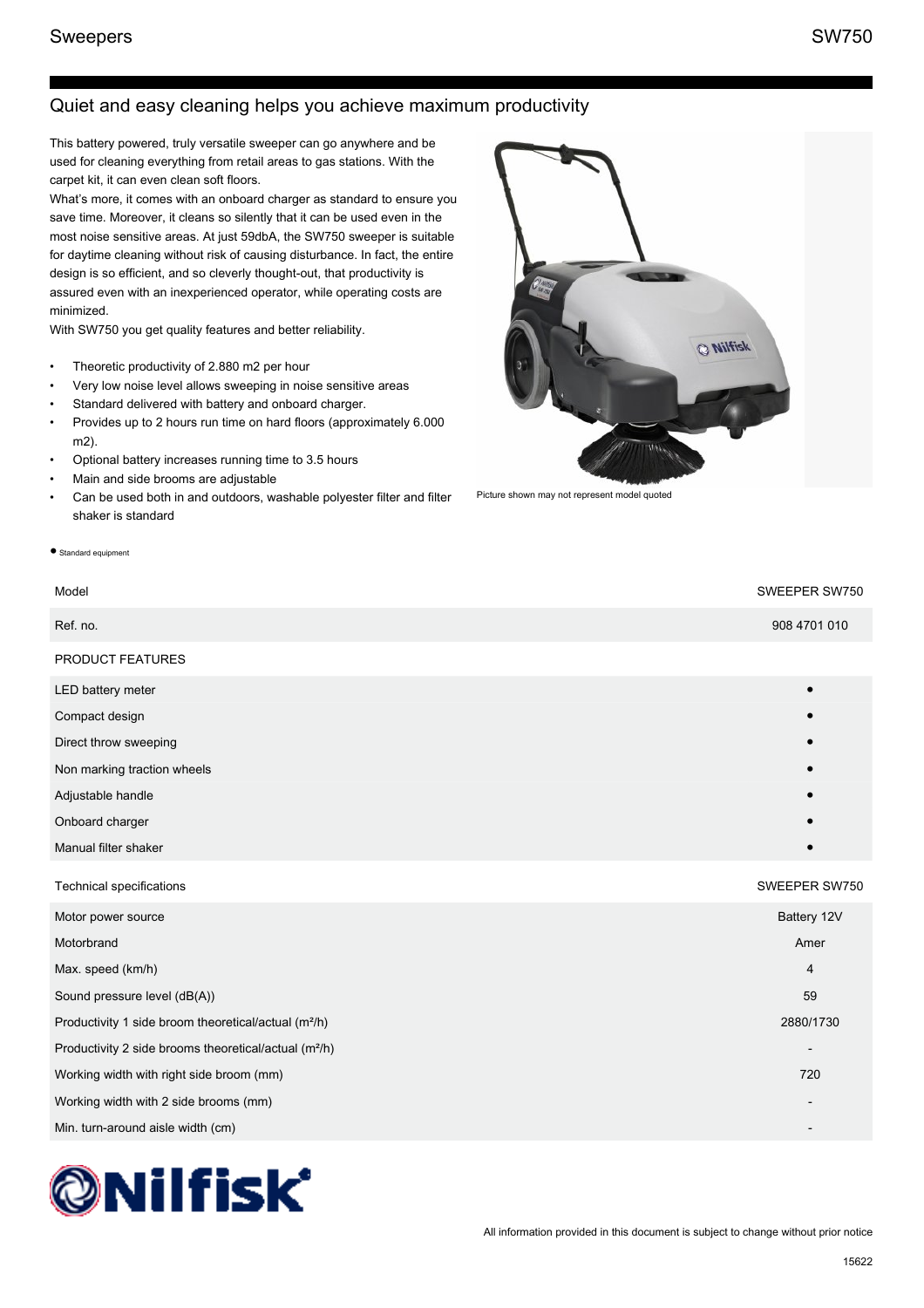Sweepers SW750

## Quiet and easy cleaning helps you achieve maximum productivity

This battery powered, truly versatile sweeper can go anywhere and be used for cleaning everything from retail areas to gas stations. With the carpet kit, it can even clean soft floors.
What's more, it comes with an onboard charger as standard to ensure you save time. Moreover, it cleans so silently that it can be used even in the most noise sensitive areas. At just 59dbA, the SW750 sweeper is suitable for daytime cleaning without risk of causing disturbance. In fact, the entire design is so efficient, and so cleverly thought-out, that productivity is assured even with an inexperienced operator, while operating costs are minimized.
With SW750 you get quality features and better reliability.

- Theoretic productivity of 2.880 m2 per hour
- Very low noise level allows sweeping in noise sensitive areas
- Standard delivered with battery and onboard charger.
- Provides up to 2 hours run time on hard floors (approximately 6.000 m2).
- Optional battery increases running time to 3.5 hours
- Main and side brooms are adjustable
- Can be used both in and outdoors, washable polyester filter and filter shaker is standard

Picture shown may not represent model quoted

● Standard equipment

| Model | SWEEPER SW750 |
| --- | --- |
| Ref. no. | 908 4701 010 |
| PRODUCT FEATURES | |
| LED battery meter | ● |
| Compact design | ● |
| Direct throw sweeping | ● |
| Non marking traction wheels | ● |
| Adjustable handle | ● |
| Onboard charger | ● |
| Manual filter shaker | ● |

| Technical specifications | SWEEPER SW750 |
| --- | --- |
| Motor power source | Battery 12V |
| Motorbrand | Amer |
| Max. speed (km/h) | 4 |
| Sound pressure level (dB(A)) | 59 |
| Productivity 1 side broom theoretical/actual (m²/h) | 2880/1730 |
| Productivity 2 side brooms theoretical/actual (m²/h) | - |
| Working width with right side broom (mm) | 720 |
| Working width with 2 side brooms (mm) | - |
| Min. turn-around aisle width (cm) | - |

Nilfisk

All information provided in this document is subject to change without prior notice

15622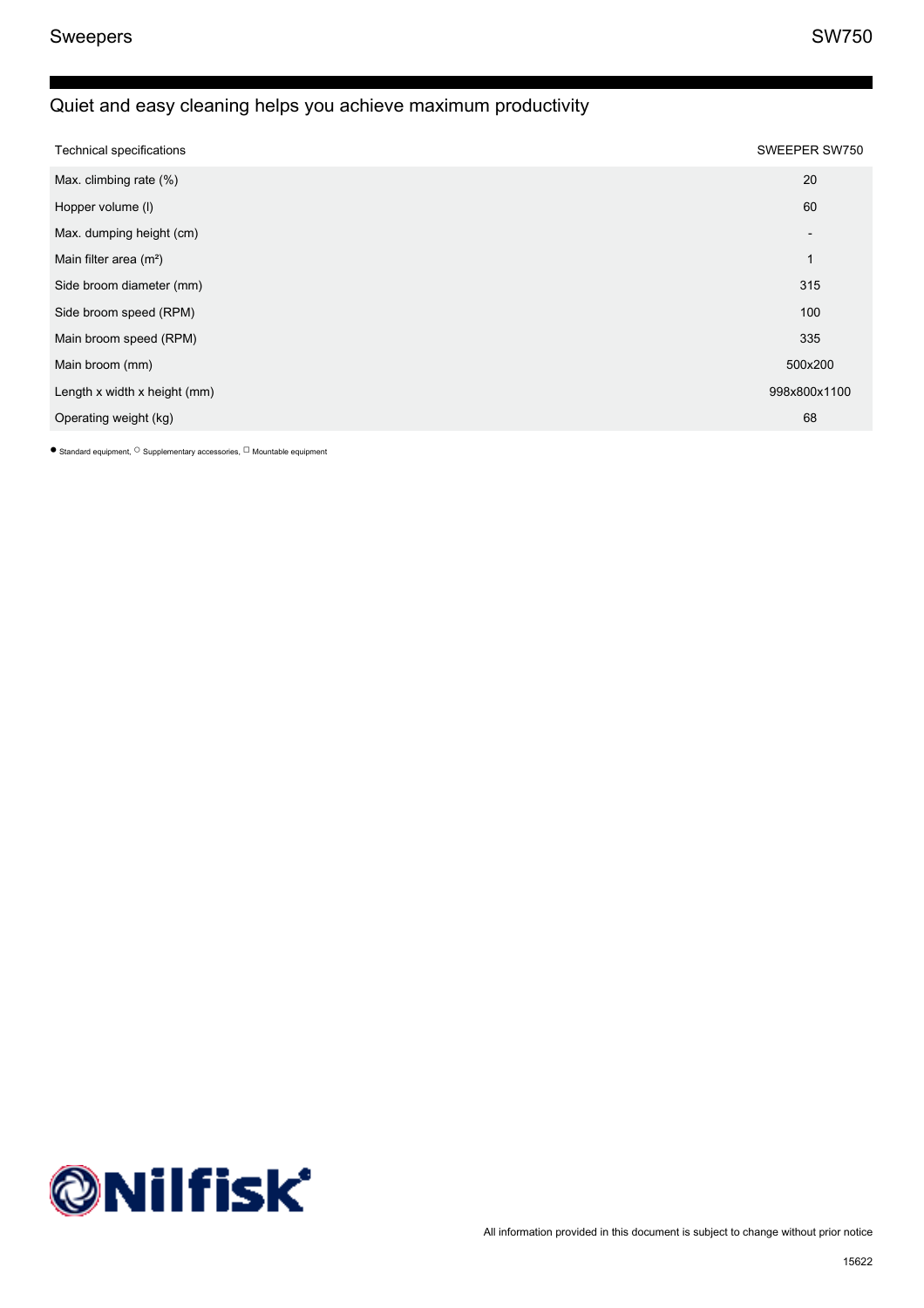## Quiet and easy cleaning helps you achieve maximum productivity

| Technical specifications | SWEEPER SW750 |
|---|---|
| Max. climbing rate (%) | 20 |
| Hopper volume (l) | 60 |
| Max. dumping height (cm) | - |
| Main filter area (m²) | 1 |
| Side broom diameter (mm) | 315 |
| Side broom speed (RPM) | 100 |
| Main broom speed (RPM) | 335 |
| Main broom (mm) | 500x200 |
| Length x width x height (mm) | 998x800x1100 |
| Operating weight (kg) | 68 |

● Standard equipment, ○ Supplementary accessories, □ Mountable equipment

Nilfisk

All information provided in this document is subject to change without prior notice

15622